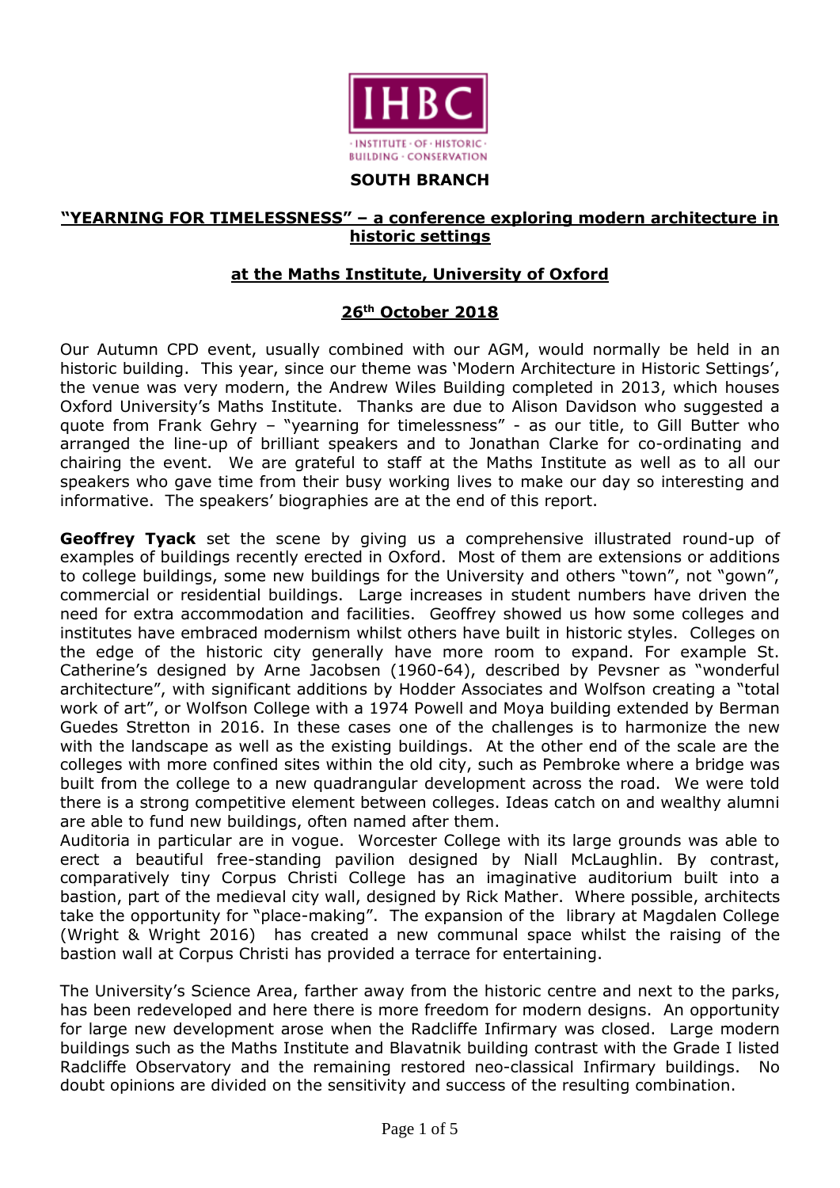IHBC

INSTITUTE · OF · HISTORIC · BUILDING · CONSERVATION

## SOUTH BRANCH

## "YEARNING FOR TIMELESSNESS" – a conference exploring modern architecture in historic settings

### at the Maths Institute, University of Oxford

### 26th October 2018

Our Autumn CPD event, usually combined with our AGM, would normally be held in an historic building. This year, since our theme was 'Modern Architecture in Historic Settings', the venue was very modern, the Andrew Wiles Building completed in 2013, which houses Oxford University's Maths Institute. Thanks are due to Alison Davidson who suggested a quote from Frank Gehry – "yearning for timelessness" - as our title, to Gill Butter who arranged the line-up of brilliant speakers and to Jonathan Clarke for co-ordinating and chairing the event. We are grateful to staff at the Maths Institute as well as to all our speakers who gave time from their busy working lives to make our day so interesting and informative. The speakers' biographies are at the end of this report.

**Geoffrey Tyack** set the scene by giving us a comprehensive illustrated round-up of examples of buildings recently erected in Oxford. Most of them are extensions or additions to college buildings, some new buildings for the University and others "town", not "gown", commercial or residential buildings. Large increases in student numbers have driven the need for extra accommodation and facilities. Geoffrey showed us how some colleges and institutes have embraced modernism whilst others have built in historic styles. Colleges on the edge of the historic city generally have more room to expand. For example St. Catherine's designed by Arne Jacobsen (1960-64), described by Pevsner as "wonderful architecture", with significant additions by Hodder Associates and Wolfson creating a "total work of art", or Wolfson College with a 1974 Powell and Moya building extended by Berman Guedes Stretton in 2016. In these cases one of the challenges is to harmonize the new with the landscape as well as the existing buildings. At the other end of the scale are the colleges with more confined sites within the old city, such as Pembroke where a bridge was built from the college to a new quadrangular development across the road. We were told there is a strong competitive element between colleges. Ideas catch on and wealthy alumni are able to fund new buildings, often named after them.
Auditoria in particular are in vogue. Worcester College with its large grounds was able to erect a beautiful free-standing pavilion designed by Niall McLaughlin. By contrast, comparatively tiny Corpus Christi College has an imaginative auditorium built into a bastion, part of the medieval city wall, designed by Rick Mather. Where possible, architects take the opportunity for "place-making". The expansion of the library at Magdalen College (Wright & Wright 2016) has created a new communal space whilst the raising of the bastion wall at Corpus Christi has provided a terrace for entertaining.

The University's Science Area, farther away from the historic centre and next to the parks, has been redeveloped and here there is more freedom for modern designs. An opportunity for large new development arose when the Radcliffe Infirmary was closed. Large modern buildings such as the Maths Institute and Blavatnik building contrast with the Grade I listed Radcliffe Observatory and the remaining restored neo-classical Infirmary buildings. No doubt opinions are divided on the sensitivity and success of the resulting combination.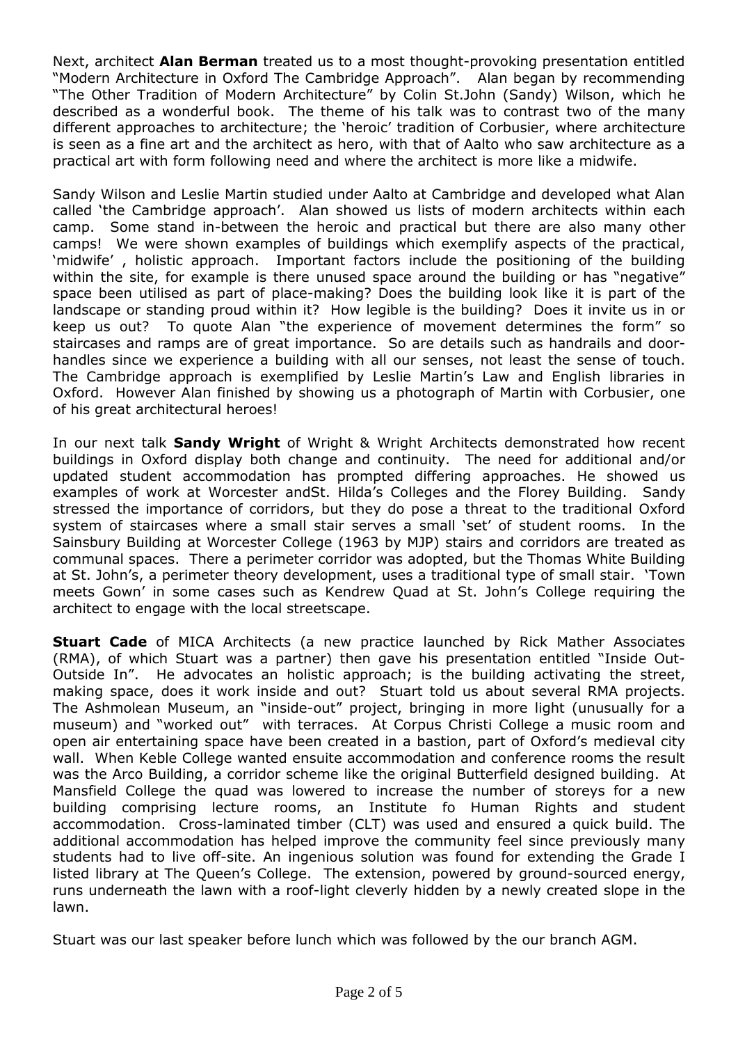Next, architect **Alan Berman** treated us to a most thought-provoking presentation entitled "Modern Architecture in Oxford The Cambridge Approach". Alan began by recommending "The Other Tradition of Modern Architecture" by Colin St.John (Sandy) Wilson, which he described as a wonderful book. The theme of his talk was to contrast two of the many different approaches to architecture; the 'heroic' tradition of Corbusier, where architecture is seen as a fine art and the architect as hero, with that of Aalto who saw architecture as a practical art with form following need and where the architect is more like a midwife.

Sandy Wilson and Leslie Martin studied under Aalto at Cambridge and developed what Alan called 'the Cambridge approach'. Alan showed us lists of modern architects within each camp. Some stand in-between the heroic and practical but there are also many other camps! We were shown examples of buildings which exemplify aspects of the practical, 'midwife' , holistic approach. Important factors include the positioning of the building within the site, for example is there unused space around the building or has "negative" space been utilised as part of place-making? Does the building look like it is part of the landscape or standing proud within it? How legible is the building? Does it invite us in or keep us out? To quote Alan "the experience of movement determines the form" so staircases and ramps are of great importance. So are details such as handrails and door-handles since we experience a building with all our senses, not least the sense of touch. The Cambridge approach is exemplified by Leslie Martin's Law and English libraries in Oxford. However Alan finished by showing us a photograph of Martin with Corbusier, one of his great architectural heroes!

In our next talk **Sandy Wright** of Wright & Wright Architects demonstrated how recent buildings in Oxford display both change and continuity. The need for additional and/or updated student accommodation has prompted differing approaches. He showed us examples of work at Worcester andSt. Hilda's Colleges and the Florey Building. Sandy stressed the importance of corridors, but they do pose a threat to the traditional Oxford system of staircases where a small stair serves a small 'set' of student rooms. In the Sainsbury Building at Worcester College (1963 by MJP) stairs and corridors are treated as communal spaces. There a perimeter corridor was adopted, but the Thomas White Building at St. John's, a perimeter theory development, uses a traditional type of small stair. 'Town meets Gown' in some cases such as Kendrew Quad at St. John's College requiring the architect to engage with the local streetscape.

**Stuart Cade** of MICA Architects (a new practice launched by Rick Mather Associates (RMA), of which Stuart was a partner) then gave his presentation entitled "Inside Out-Outside In". He advocates an holistic approach; is the building activating the street, making space, does it work inside and out? Stuart told us about several RMA projects. The Ashmolean Museum, an "inside-out" project, bringing in more light (unusually for a museum) and "worked out" with terraces. At Corpus Christi College a music room and open air entertaining space have been created in a bastion, part of Oxford's medieval city wall. When Keble College wanted ensuite accommodation and conference rooms the result was the Arco Building, a corridor scheme like the original Butterfield designed building. At Mansfield College the quad was lowered to increase the number of storeys for a new building comprising lecture rooms, an Institute fo Human Rights and student accommodation. Cross-laminated timber (CLT) was used and ensured a quick build. The additional accommodation has helped improve the community feel since previously many students had to live off-site. An ingenious solution was found for extending the Grade I listed library at The Queen's College. The extension, powered by ground-sourced energy, runs underneath the lawn with a roof-light cleverly hidden by a newly created slope in the lawn.

Stuart was our last speaker before lunch which was followed by the our branch AGM.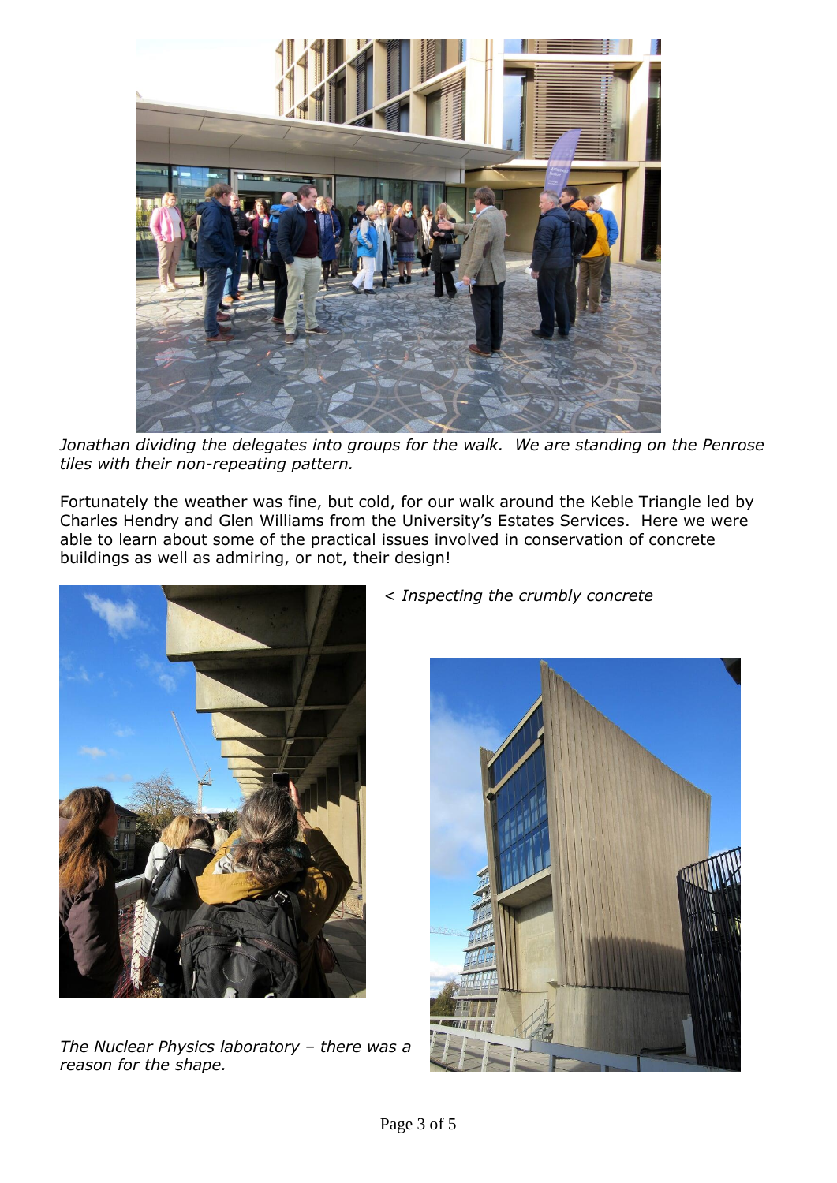*Jonathan dividing the delegates into groups for the walk. We are standing on the Penrose tiles with their non-repeating pattern.*

Fortunately the weather was fine, but cold, for our walk around the Keble Triangle led by Charles Hendry and Glen Williams from the University's Estates Services. Here we were able to learn about some of the practical issues involved in conservation of concrete buildings as well as admiring, or not, their design!

*< Inspecting the crumbly concrete*

*The Nuclear Physics laboratory – there was a reason for the shape.*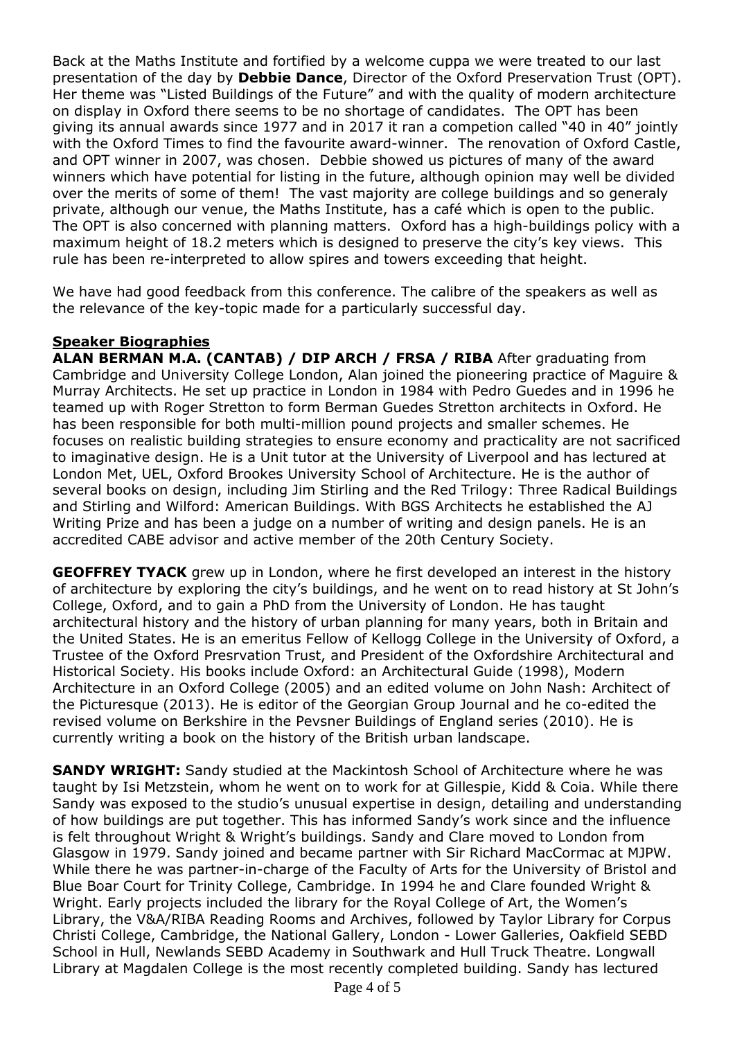Back at the Maths Institute and fortified by a welcome cuppa we were treated to our last presentation of the day by **Debbie Dance**, Director of the Oxford Preservation Trust (OPT). Her theme was "Listed Buildings of the Future" and with the quality of modern architecture on display in Oxford there seems to be no shortage of candidates. The OPT has been giving its annual awards since 1977 and in 2017 it ran a competion called "40 in 40" jointly with the Oxford Times to find the favourite award-winner. The renovation of Oxford Castle, and OPT winner in 2007, was chosen. Debbie showed us pictures of many of the award winners which have potential for listing in the future, although opinion may well be divided over the merits of some of them! The vast majority are college buildings and so generaly private, although our venue, the Maths Institute, has a café which is open to the public. The OPT is also concerned with planning matters. Oxford has a high-buildings policy with a maximum height of 18.2 meters which is designed to preserve the city's key views. This rule has been re-interpreted to allow spires and towers exceeding that height.

We have had good feedback from this conference. The calibre of the speakers as well as the relevance of the key-topic made for a particularly successful day.

**Speaker Biographies**

**ALAN BERMAN M.A. (CANTAB) / DIP ARCH / FRSA / RIBA** After graduating from Cambridge and University College London, Alan joined the pioneering practice of Maguire & Murray Architects. He set up practice in London in 1984 with Pedro Guedes and in 1996 he teamed up with Roger Stretton to form Berman Guedes Stretton architects in Oxford. He has been responsible for both multi-million pound projects and smaller schemes. He focuses on realistic building strategies to ensure economy and practicality are not sacrificed to imaginative design. He is a Unit tutor at the University of Liverpool and has lectured at London Met, UEL, Oxford Brookes University School of Architecture. He is the author of several books on design, including Jim Stirling and the Red Trilogy: Three Radical Buildings and Stirling and Wilford: American Buildings. With BGS Architects he established the AJ Writing Prize and has been a judge on a number of writing and design panels. He is an accredited CABE advisor and active member of the 20th Century Society.

**GEOFFREY TYACK** grew up in London, where he first developed an interest in the history of architecture by exploring the city's buildings, and he went on to read history at St John's College, Oxford, and to gain a PhD from the University of London. He has taught architectural history and the history of urban planning for many years, both in Britain and the United States. He is an emeritus Fellow of Kellogg College in the University of Oxford, a Trustee of the Oxford Presrvation Trust, and President of the Oxfordshire Architectural and Historical Society. His books include Oxford: an Architectural Guide (1998), Modern Architecture in an Oxford College (2005) and an edited volume on John Nash: Architect of the Picturesque (2013). He is editor of the Georgian Group Journal and he co-edited the revised volume on Berkshire in the Pevsner Buildings of England series (2010). He is currently writing a book on the history of the British urban landscape.

**SANDY WRIGHT:** Sandy studied at the Mackintosh School of Architecture where he was taught by Isi Metzstein, whom he went on to work for at Gillespie, Kidd & Coia. While there Sandy was exposed to the studio's unusual expertise in design, detailing and understanding of how buildings are put together. This has informed Sandy's work since and the influence is felt throughout Wright & Wright's buildings. Sandy and Clare moved to London from Glasgow in 1979. Sandy joined and became partner with Sir Richard MacCormac at MJPW. While there he was partner-in-charge of the Faculty of Arts for the University of Bristol and Blue Boar Court for Trinity College, Cambridge. In 1994 he and Clare founded Wright & Wright. Early projects included the library for the Royal College of Art, the Women's Library, the V&A/RIBA Reading Rooms and Archives, followed by Taylor Library for Corpus Christi College, Cambridge, the National Gallery, London - Lower Galleries, Oakfield SEBD School in Hull, Newlands SEBD Academy in Southwark and Hull Truck Theatre. Longwall Library at Magdalen College is the most recently completed building. Sandy has lectured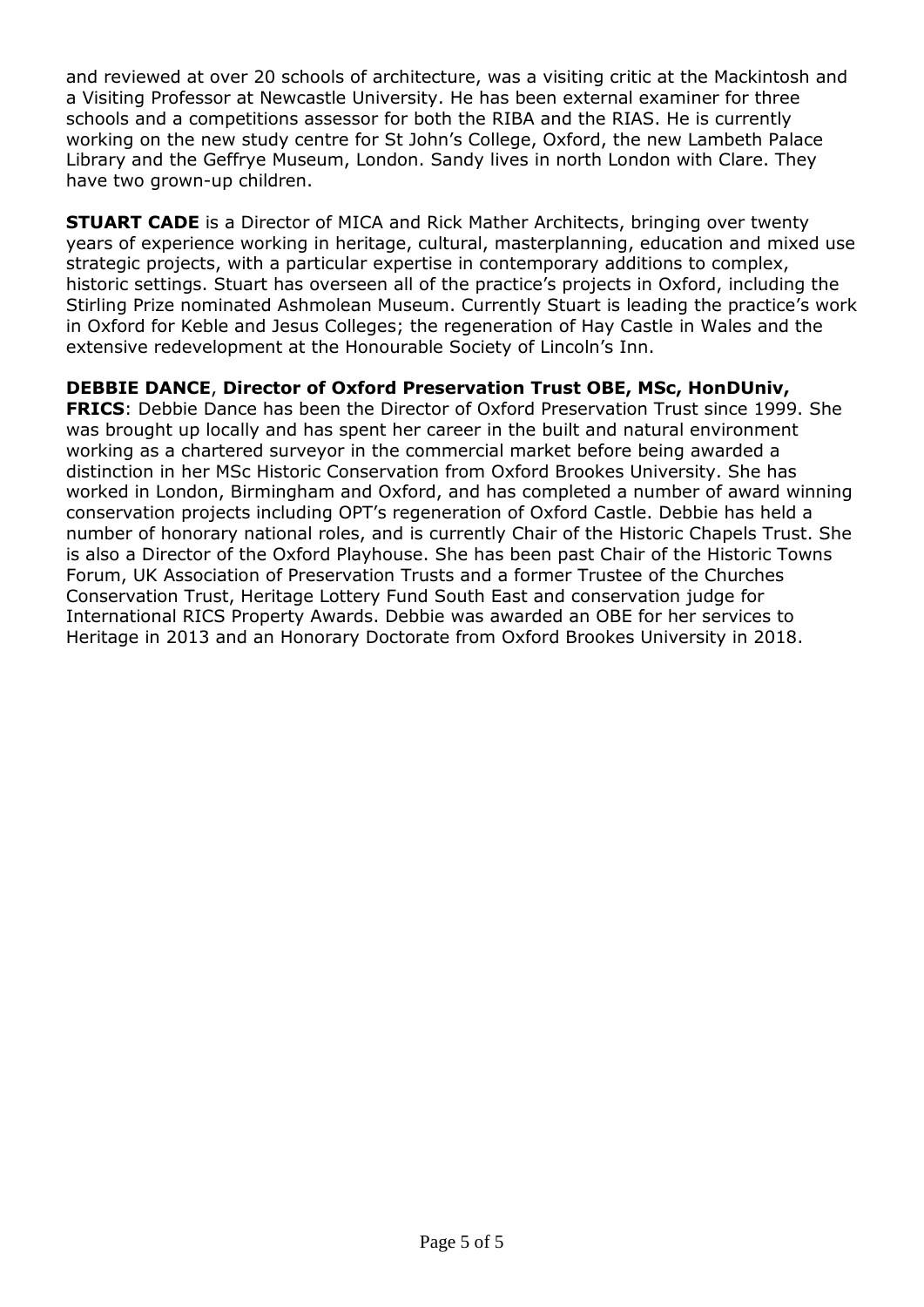and reviewed at over 20 schools of architecture, was a visiting critic at the Mackintosh and a Visiting Professor at Newcastle University. He has been external examiner for three schools and a competitions assessor for both the RIBA and the RIAS. He is currently working on the new study centre for St John's College, Oxford, the new Lambeth Palace Library and the Geffrye Museum, London. Sandy lives in north London with Clare. They have two grown-up children.

**STUART CADE** is a Director of MICA and Rick Mather Architects, bringing over twenty years of experience working in heritage, cultural, masterplanning, education and mixed use strategic projects, with a particular expertise in contemporary additions to complex, historic settings. Stuart has overseen all of the practice's projects in Oxford, including the Stirling Prize nominated Ashmolean Museum. Currently Stuart is leading the practice's work in Oxford for Keble and Jesus Colleges; the regeneration of Hay Castle in Wales and the extensive redevelopment at the Honourable Society of Lincoln's Inn.

**DEBBIE DANCE**, **Director of Oxford Preservation Trust OBE, MSc, HonDUniv, FRICS**: Debbie Dance has been the Director of Oxford Preservation Trust since 1999. She was brought up locally and has spent her career in the built and natural environment working as a chartered surveyor in the commercial market before being awarded a distinction in her MSc Historic Conservation from Oxford Brookes University. She has worked in London, Birmingham and Oxford, and has completed a number of award winning conservation projects including OPT's regeneration of Oxford Castle. Debbie has held a number of honorary national roles, and is currently Chair of the Historic Chapels Trust. She is also a Director of the Oxford Playhouse. She has been past Chair of the Historic Towns Forum, UK Association of Preservation Trusts and a former Trustee of the Churches Conservation Trust, Heritage Lottery Fund South East and conservation judge for International RICS Property Awards. Debbie was awarded an OBE for her services to Heritage in 2013 and an Honorary Doctorate from Oxford Brookes University in 2018.